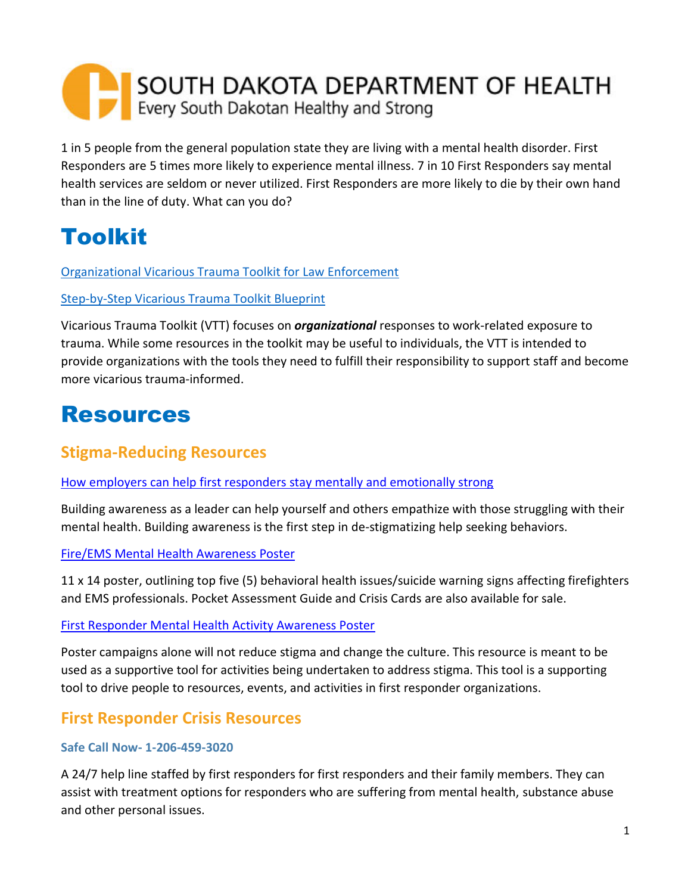SOUTH DAKOTA DEPARTMENT OF HEALTH
Every South Dakotan Healthy and Strong

1 in 5 people from the general population state they are living with a mental health disorder. First Responders are 5 times more likely to experience mental illness. 7 in 10 First Responders say mental health services are seldom or never utilized. First Responders are more likely to die by their own hand than in the line of duty. What can you do?

# Toolkit

Organizational Vicarious Trauma Toolkit for Law Enforcement

Step-by-Step Vicarious Trauma Toolkit Blueprint

Vicarious Trauma Toolkit (VTT) focuses on ***organizational*** responses to work-related exposure to trauma. While some resources in the toolkit may be useful to individuals, the VTT is intended to provide organizations with the tools they need to fulfill their responsibility to support staff and become more vicarious trauma-informed.

# Resources

## Stigma-Reducing Resources

How employers can help first responders stay mentally and emotionally strong

Building awareness as a leader can help yourself and others empathize with those struggling with their mental health. Building awareness is the first step in de-stigmatizing help seeking behaviors.

Fire/EMS Mental Health Awareness Poster

11 x 14 poster, outlining top five (5) behavioral health issues/suicide warning signs affecting firefighters and EMS professionals. Pocket Assessment Guide and Crisis Cards are also available for sale.

First Responder Mental Health Activity Awareness Poster

Poster campaigns alone will not reduce stigma and change the culture. This resource is meant to be used as a supportive tool for activities being undertaken to address stigma. This tool is a supporting tool to drive people to resources, events, and activities in first responder organizations.

## First Responder Crisis Resources

### Safe Call Now- 1-206-459-3020

A 24/7 help line staffed by first responders for first responders and their family members. They can assist with treatment options for responders who are suffering from mental health, substance abuse and other personal issues.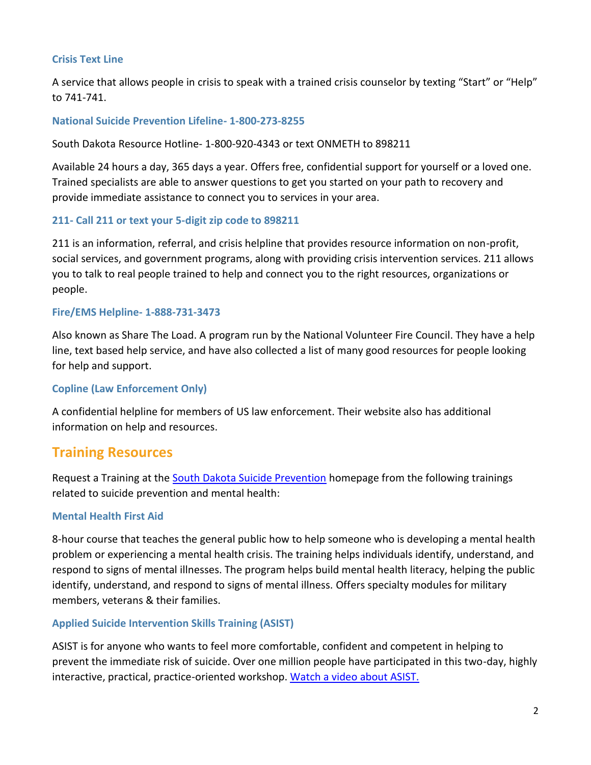### Crisis Text Line

A service that allows people in crisis to speak with a trained crisis counselor by texting "Start" or "Help" to 741-741.

### National Suicide Prevention Lifeline- 1-800-273-8255

South Dakota Resource Hotline- 1-800-920-4343 or text ONMETH to 898211

Available 24 hours a day, 365 days a year. Offers free, confidential support for yourself or a loved one. Trained specialists are able to answer questions to get you started on your path to recovery and provide immediate assistance to connect you to services in your area.

### 211- Call 211 or text your 5-digit zip code to 898211

211 is an information, referral, and crisis helpline that provides resource information on non-profit, social services, and government programs, along with providing crisis intervention services. 211 allows you to talk to real people trained to help and connect you to the right resources, organizations or people.

### Fire/EMS Helpline- 1-888-731-3473

Also known as Share The Load. A program run by the National Volunteer Fire Council. They have a help line, text based help service, and have also collected a list of many good resources for people looking for help and support.

### Copline (Law Enforcement Only)

A confidential helpline for members of US law enforcement. Their website also has additional information on help and resources.

## Training Resources

Request a Training at the South Dakota Suicide Prevention homepage from the following trainings related to suicide prevention and mental health:

### Mental Health First Aid

8-hour course that teaches the general public how to help someone who is developing a mental health problem or experiencing a mental health crisis. The training helps individuals identify, understand, and respond to signs of mental illnesses. The program helps build mental health literacy, helping the public identify, understand, and respond to signs of mental illness. Offers specialty modules for military members, veterans & their families.

### Applied Suicide Intervention Skills Training (ASIST)

ASIST is for anyone who wants to feel more comfortable, confident and competent in helping to prevent the immediate risk of suicide. Over one million people have participated in this two-day, highly interactive, practical, practice-oriented workshop. Watch a video about ASIST.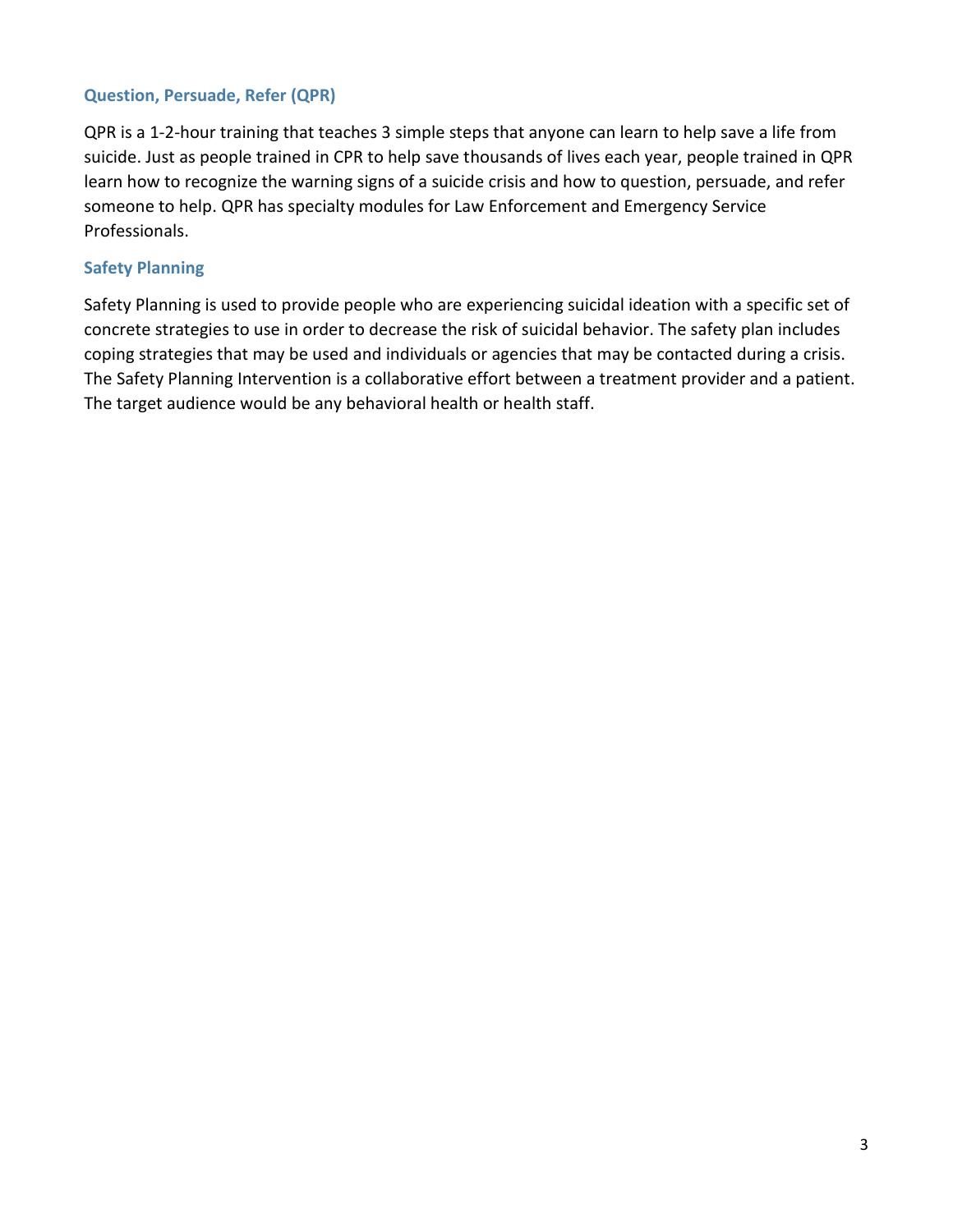### Question, Persuade, Refer (QPR)

QPR is a 1-2-hour training that teaches 3 simple steps that anyone can learn to help save a life from suicide. Just as people trained in CPR to help save thousands of lives each year, people trained in QPR learn how to recognize the warning signs of a suicide crisis and how to question, persuade, and refer someone to help. QPR has specialty modules for Law Enforcement and Emergency Service Professionals.

### Safety Planning

Safety Planning is used to provide people who are experiencing suicidal ideation with a specific set of concrete strategies to use in order to decrease the risk of suicidal behavior. The safety plan includes coping strategies that may be used and individuals or agencies that may be contacted during a crisis. The Safety Planning Intervention is a collaborative effort between a treatment provider and a patient. The target audience would be any behavioral health or health staff.